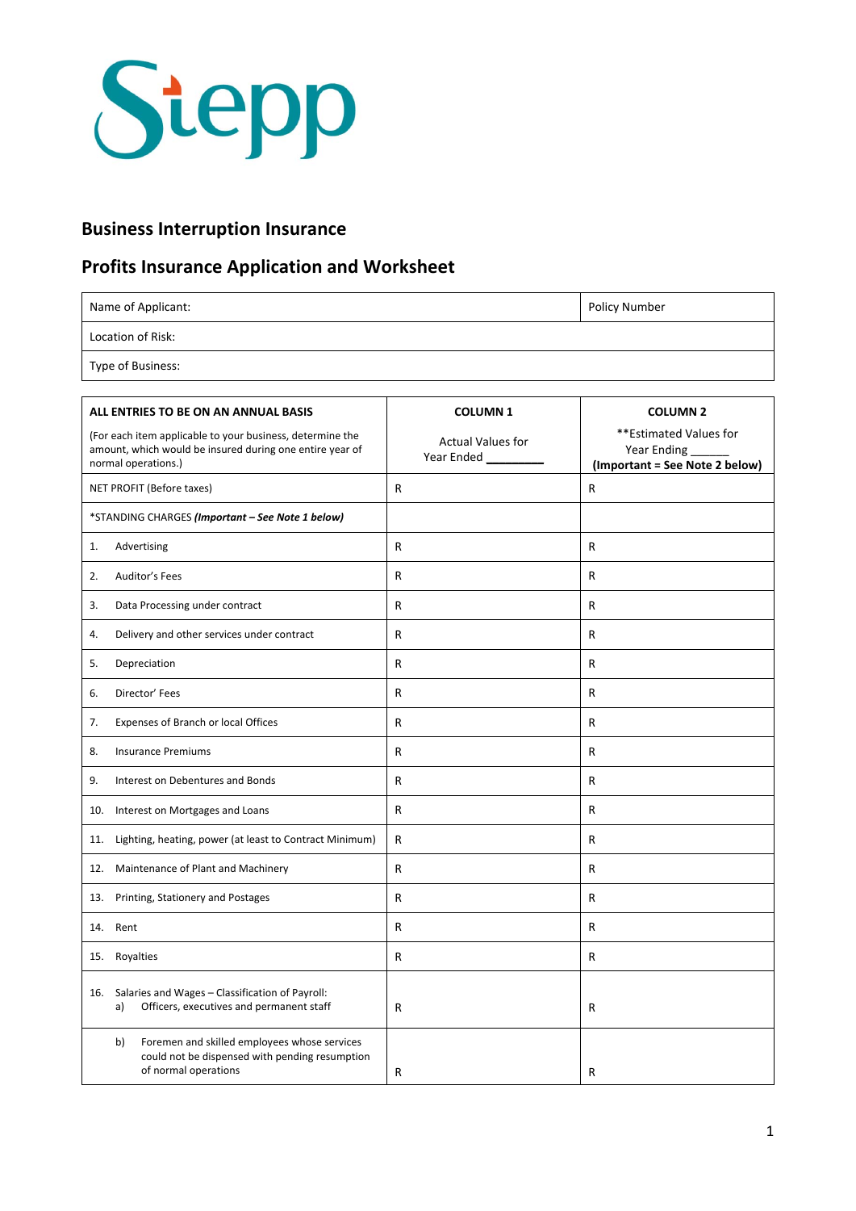Siepp

## Business Interruption Insurance

## Profits Insurance Application and Worksheet

| Name of Applicant: | Policy Number |
|---|---|
| Location of Risk: | |
| Type of Business: | |

| **ALL ENTRIES TO BE ON AN ANNUAL BASIS** (For each item applicable to your business, determine the amount, which would be insured during one entire year of normal operations.) | **COLUMN 1** Actual Values for Year Ended _________ | **COLUMN 2** **Estimated Values for Year Ending ______ **(Important = See Note 2 below)** |
|---|---|---|
| NET PROFIT (Before taxes) | R | R |
| *STANDING CHARGES ***(Important – See Note 1 below)*** | | |
| 1. Advertising | R | R |
| 2. Auditor's Fees | R | R |
| 3. Data Processing under contract | R | R |
| 4. Delivery and other services under contract | R | R |
| 5. Depreciation | R | R |
| 6. Director' Fees | R | R |
| 7. Expenses of Branch or local Offices | R | R |
| 8. Insurance Premiums | R | R |
| 9. Interest on Debentures and Bonds | R | R |
| 10. Interest on Mortgages and Loans | R | R |
| 11. Lighting, heating, power (at least to Contract Minimum) | R | R |
| 12. Maintenance of Plant and Machinery | R | R |
| 13. Printing, Stationery and Postages | R | R |
| 14. Rent | R | R |
| 15. Royalties | R | R |
| 16. Salaries and Wages – Classification of Payroll: a) Officers, executives and permanent staff | R | R |
| b) Foremen and skilled employees whose services could not be dispensed with pending resumption of normal operations | R | R |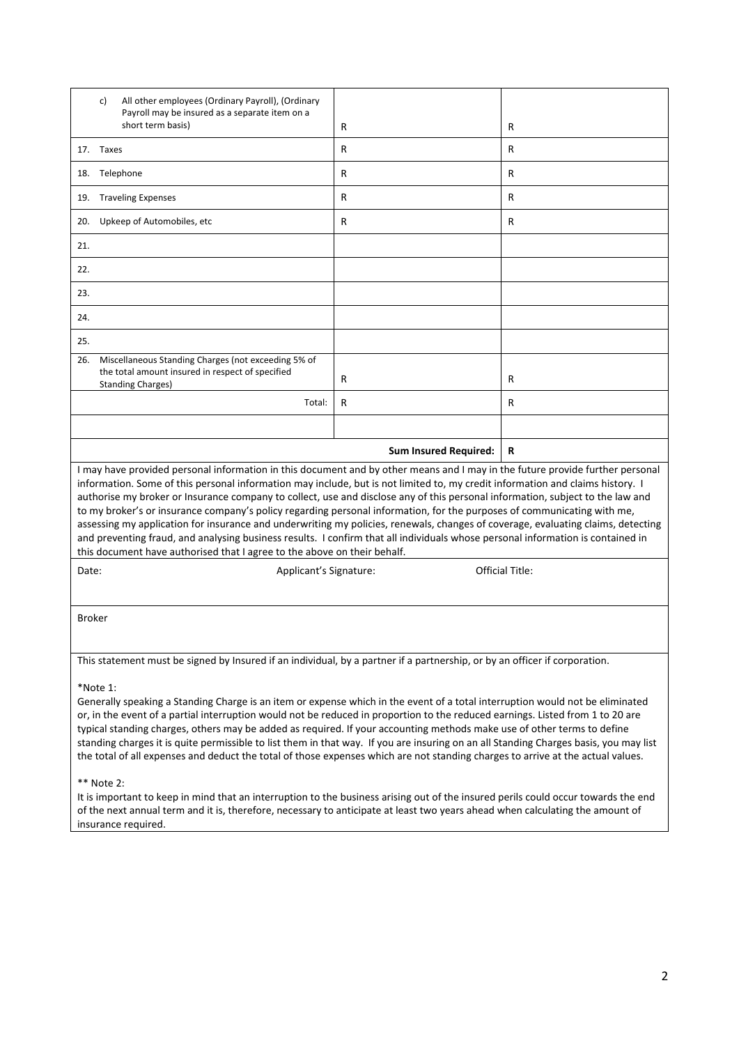| | | |
|---|---|---|
| c) All other employees (Ordinary Payroll), (Ordinary Payroll may be insured as a separate item on a short term basis) | R | R |
| 17. Taxes | R | R |
| 18. Telephone | R | R |
| 19. Traveling Expenses | R | R |
| 20. Upkeep of Automobiles, etc | R | R |
| 21. | | |
| 22. | | |
| 23. | | |
| 24. | | |
| 25. | | |
| 26. Miscellaneous Standing Charges (not exceeding 5% of the total amount insured in respect of specified Standing Charges) | R | R |
| Total: | R | R |
| | | |
| | **Sum Insured Required:** | **R** |

I may have provided personal information in this document and by other means and I may in the future provide further personal information. Some of this personal information may include, but is not limited to, my credit information and claims history. I authorise my broker or Insurance company to collect, use and disclose any of this personal information, subject to the law and to my broker's or insurance company's policy regarding personal information, for the purposes of communicating with me, assessing my application for insurance and underwriting my policies, renewals, changes of coverage, evaluating claims, detecting and preventing fraud, and analysing business results. I confirm that all individuals whose personal information is contained in this document have authorised that I agree to the above on their behalf.

| | | |
|---|---|---|
| Date: | Applicant's Signature: | Official Title: |

Broker

This statement must be signed by Insured if an individual, by a partner if a partnership, or by an officer if corporation.

*Note 1:
Generally speaking a Standing Charge is an item or expense which in the event of a total interruption would not be eliminated or, in the event of a partial interruption would not be reduced in proportion to the reduced earnings. Listed from 1 to 20 are typical standing charges, others may be added as required. If your accounting methods make use of other terms to define standing charges it is quite permissible to list them in that way. If you are insuring on an all Standing Charges basis, you may list the total of all expenses and deduct the total of those expenses which are not standing charges to arrive at the actual values.

** Note 2:
It is important to keep in mind that an interruption to the business arising out of the insured perils could occur towards the end of the next annual term and it is, therefore, necessary to anticipate at least two years ahead when calculating the amount of insurance required.